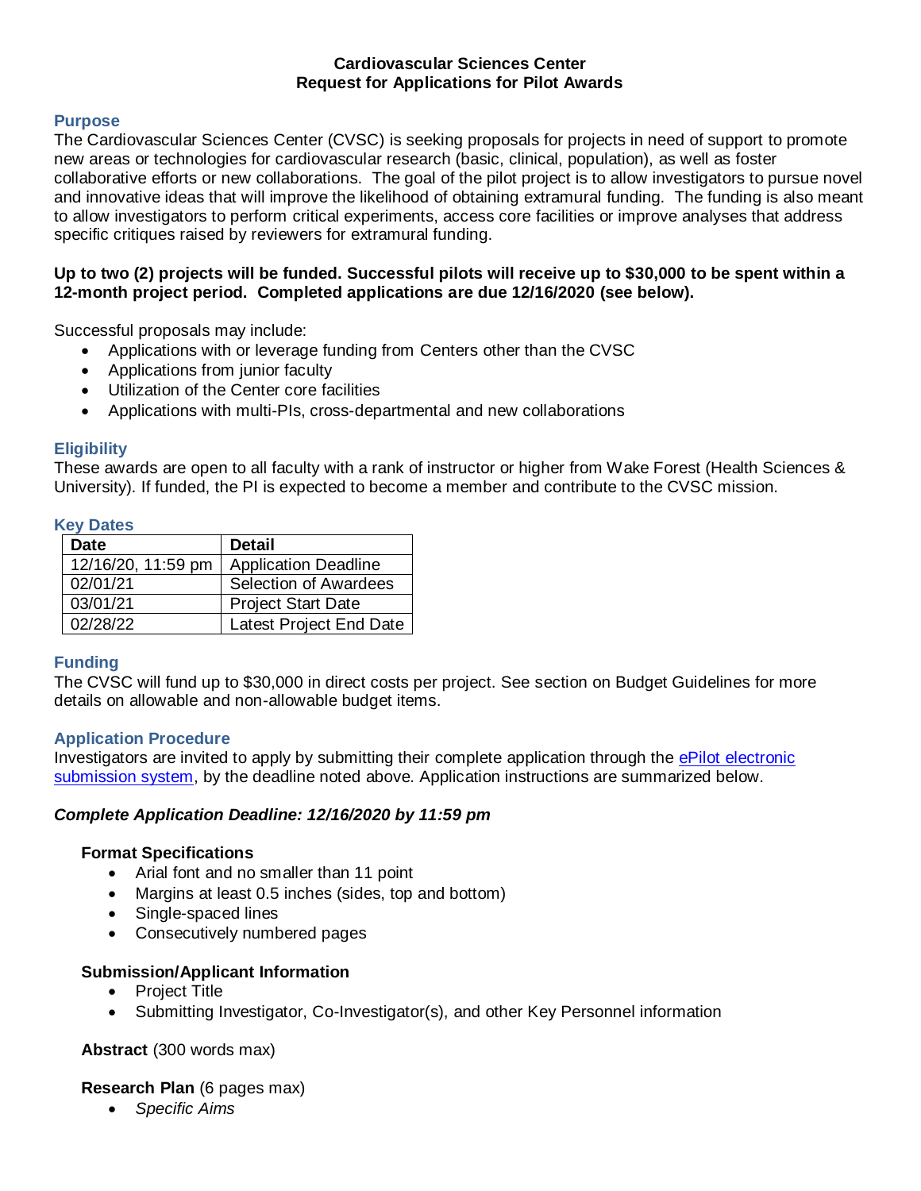# Cardiovascular Sciences Center
## Request for Applications for Pilot Awards

### Purpose

The Cardiovascular Sciences Center (CVSC) is seeking proposals for projects in need of support to promote new areas or technologies for cardiovascular research (basic, clinical, population), as well as foster collaborative efforts or new collaborations. The goal of the pilot project is to allow investigators to pursue novel and innovative ideas that will improve the likelihood of obtaining extramural funding. The funding is also meant to allow investigators to perform critical experiments, access core facilities or improve analyses that address specific critiques raised by reviewers for extramural funding.

**Up to two (2) projects will be funded. Successful pilots will receive up to $30,000 to be spent within a 12-month project period. Completed applications are due 12/16/2020 (see below).**

Successful proposals may include:

- Applications with or leverage funding from Centers other than the CVSC
- Applications from junior faculty
- Utilization of the Center core facilities
- Applications with multi-PIs, cross-departmental and new collaborations

### Eligibility

These awards are open to all faculty with a rank of instructor or higher from Wake Forest (Health Sciences & University). If funded, the PI is expected to become a member and contribute to the CVSC mission.

### Key Dates

| Date | Detail |
| --- | --- |
| 12/16/20, 11:59 pm | Application Deadline |
| 02/01/21 | Selection of Awardees |
| 03/01/21 | Project Start Date |
| 02/28/22 | Latest Project End Date |

### Funding

The CVSC will fund up to $30,000 in direct costs per project. See section on Budget Guidelines for more details on allowable and non-allowable budget items.

### Application Procedure

Investigators are invited to apply by submitting their complete application through the ePilot electronic submission system, by the deadline noted above. Application instructions are summarized below.

***Complete Application Deadline: 12/16/2020 by 11:59 pm***

**Format Specifications**

- Arial font and no smaller than 11 point
- Margins at least 0.5 inches (sides, top and bottom)
- Single-spaced lines
- Consecutively numbered pages

**Submission/Applicant Information**

- Project Title
- Submitting Investigator, Co-Investigator(s), and other Key Personnel information

**Abstract** (300 words max)

**Research Plan** (6 pages max)

- *Specific Aims*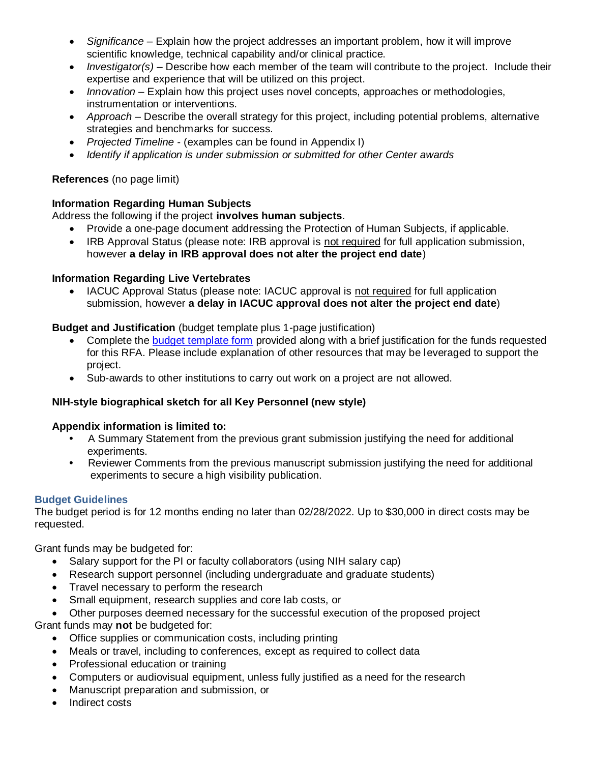- *Significance* – Explain how the project addresses an important problem, how it will improve scientific knowledge, technical capability and/or clinical practice.
- *Investigator(s)* – Describe how each member of the team will contribute to the project. Include their expertise and experience that will be utilized on this project.
- *Innovation* – Explain how this project uses novel concepts, approaches or methodologies, instrumentation or interventions.
- *Approach* – Describe the overall strategy for this project, including potential problems, alternative strategies and benchmarks for success.
- *Projected Timeline* - (examples can be found in Appendix I)
- *Identify if application is under submission or submitted for other Center awards*

**References** (no page limit)

**Information Regarding Human Subjects**
Address the following if the project **involves human subjects**.

- Provide a one-page document addressing the Protection of Human Subjects, if applicable.
- IRB Approval Status (please note: IRB approval is not required for full application submission, however **a delay in IRB approval does not alter the project end date**)

**Information Regarding Live Vertebrates**

- IACUC Approval Status (please note: IACUC approval is not required for full application submission, however **a delay in IACUC approval does not alter the project end date**)

**Budget and Justification** (budget template plus 1-page justification)

- Complete the budget template form provided along with a brief justification for the funds requested for this RFA. Please include explanation of other resources that may be leveraged to support the project.
- Sub-awards to other institutions to carry out work on a project are not allowed.

**NIH-style biographical sketch for all Key Personnel (new style)**

**Appendix information is limited to:**

- A Summary Statement from the previous grant submission justifying the need for additional experiments.
- Reviewer Comments from the previous manuscript submission justifying the need for additional experiments to secure a high visibility publication.

## Budget Guidelines

The budget period is for 12 months ending no later than 02/28/2022. Up to $30,000 in direct costs may be requested.

Grant funds may be budgeted for:

- Salary support for the PI or faculty collaborators (using NIH salary cap)
- Research support personnel (including undergraduate and graduate students)
- Travel necessary to perform the research
- Small equipment, research supplies and core lab costs, or
- Other purposes deemed necessary for the successful execution of the proposed project

Grant funds may **not** be budgeted for:

- Office supplies or communication costs, including printing
- Meals or travel, including to conferences, except as required to collect data
- Professional education or training
- Computers or audiovisual equipment, unless fully justified as a need for the research
- Manuscript preparation and submission, or
- Indirect costs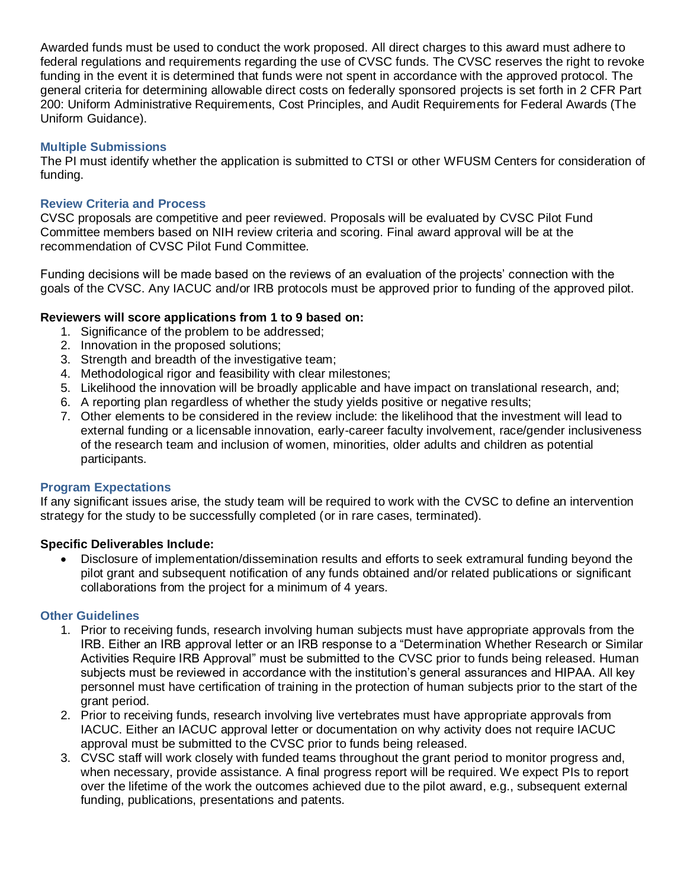Awarded funds must be used to conduct the work proposed. All direct charges to this award must adhere to federal regulations and requirements regarding the use of CVSC funds. The CVSC reserves the right to revoke funding in the event it is determined that funds were not spent in accordance with the approved protocol. The general criteria for determining allowable direct costs on federally sponsored projects is set forth in 2 CFR Part 200: Uniform Administrative Requirements, Cost Principles, and Audit Requirements for Federal Awards (The Uniform Guidance).

### Multiple Submissions

The PI must identify whether the application is submitted to CTSI or other WFUSM Centers for consideration of funding.

### Review Criteria and Process

CVSC proposals are competitive and peer reviewed. Proposals will be evaluated by CVSC Pilot Fund Committee members based on NIH review criteria and scoring. Final award approval will be at the recommendation of CVSC Pilot Fund Committee.

Funding decisions will be made based on the reviews of an evaluation of the projects' connection with the goals of the CVSC. Any IACUC and/or IRB protocols must be approved prior to funding of the approved pilot.

**Reviewers will score applications from 1 to 9 based on:**

1. Significance of the problem to be addressed;
2. Innovation in the proposed solutions;
3. Strength and breadth of the investigative team;
4. Methodological rigor and feasibility with clear milestones;
5. Likelihood the innovation will be broadly applicable and have impact on translational research, and;
6. A reporting plan regardless of whether the study yields positive or negative results;
7. Other elements to be considered in the review include: the likelihood that the investment will lead to external funding or a licensable innovation, early-career faculty involvement, race/gender inclusiveness of the research team and inclusion of women, minorities, older adults and children as potential participants.

### Program Expectations

If any significant issues arise, the study team will be required to work with the CVSC to define an intervention strategy for the study to be successfully completed (or in rare cases, terminated).

**Specific Deliverables Include:**

- Disclosure of implementation/dissemination results and efforts to seek extramural funding beyond the pilot grant and subsequent notification of any funds obtained and/or related publications or significant collaborations from the project for a minimum of 4 years.

### Other Guidelines

1. Prior to receiving funds, research involving human subjects must have appropriate approvals from the IRB. Either an IRB approval letter or an IRB response to a "Determination Whether Research or Similar Activities Require IRB Approval" must be submitted to the CVSC prior to funds being released. Human subjects must be reviewed in accordance with the institution's general assurances and HIPAA. All key personnel must have certification of training in the protection of human subjects prior to the start of the grant period.
2. Prior to receiving funds, research involving live vertebrates must have appropriate approvals from IACUC. Either an IACUC approval letter or documentation on why activity does not require IACUC approval must be submitted to the CVSC prior to funds being released.
3. CVSC staff will work closely with funded teams throughout the grant period to monitor progress and, when necessary, provide assistance. A final progress report will be required. We expect PIs to report over the lifetime of the work the outcomes achieved due to the pilot award, e.g., subsequent external funding, publications, presentations and patents.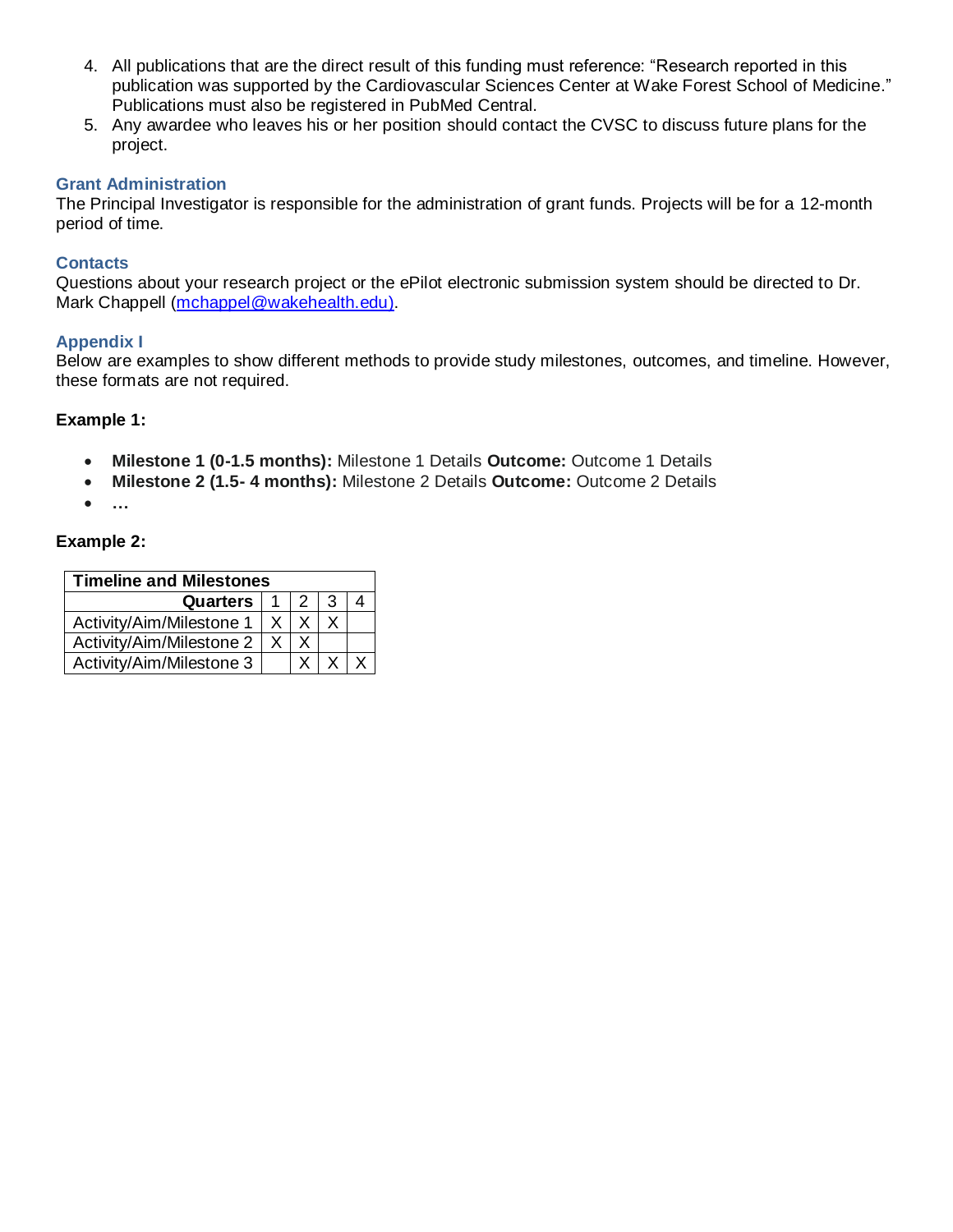4. All publications that are the direct result of this funding must reference: "Research reported in this publication was supported by the Cardiovascular Sciences Center at Wake Forest School of Medicine." Publications must also be registered in PubMed Central.
5. Any awardee who leaves his or her position should contact the CVSC to discuss future plans for the project.

### Grant Administration

The Principal Investigator is responsible for the administration of grant funds. Projects will be for a 12-month period of time.

### Contacts

Questions about your research project or the ePilot electronic submission system should be directed to Dr. Mark Chappell (mchappel@wakehealth.edu).

### Appendix I

Below are examples to show different methods to provide study milestones, outcomes, and timeline. However, these formats are not required.

**Example 1:**

- **Milestone 1 (0-1.5 months):** Milestone 1 Details **Outcome:** Outcome 1 Details
- **Milestone 2 (1.5- 4 months):** Milestone 2 Details **Outcome:** Outcome 2 Details
- **…**

**Example 2:**

| **Timeline and Milestones** | | | | |
|---|---|---|---|---|
| **Quarters** | 1 | 2 | 3 | 4 |
| Activity/Aim/Milestone 1 | X | X | X | |
| Activity/Aim/Milestone 2 | X | X | | |
| Activity/Aim/Milestone 3 | | X | X | X |